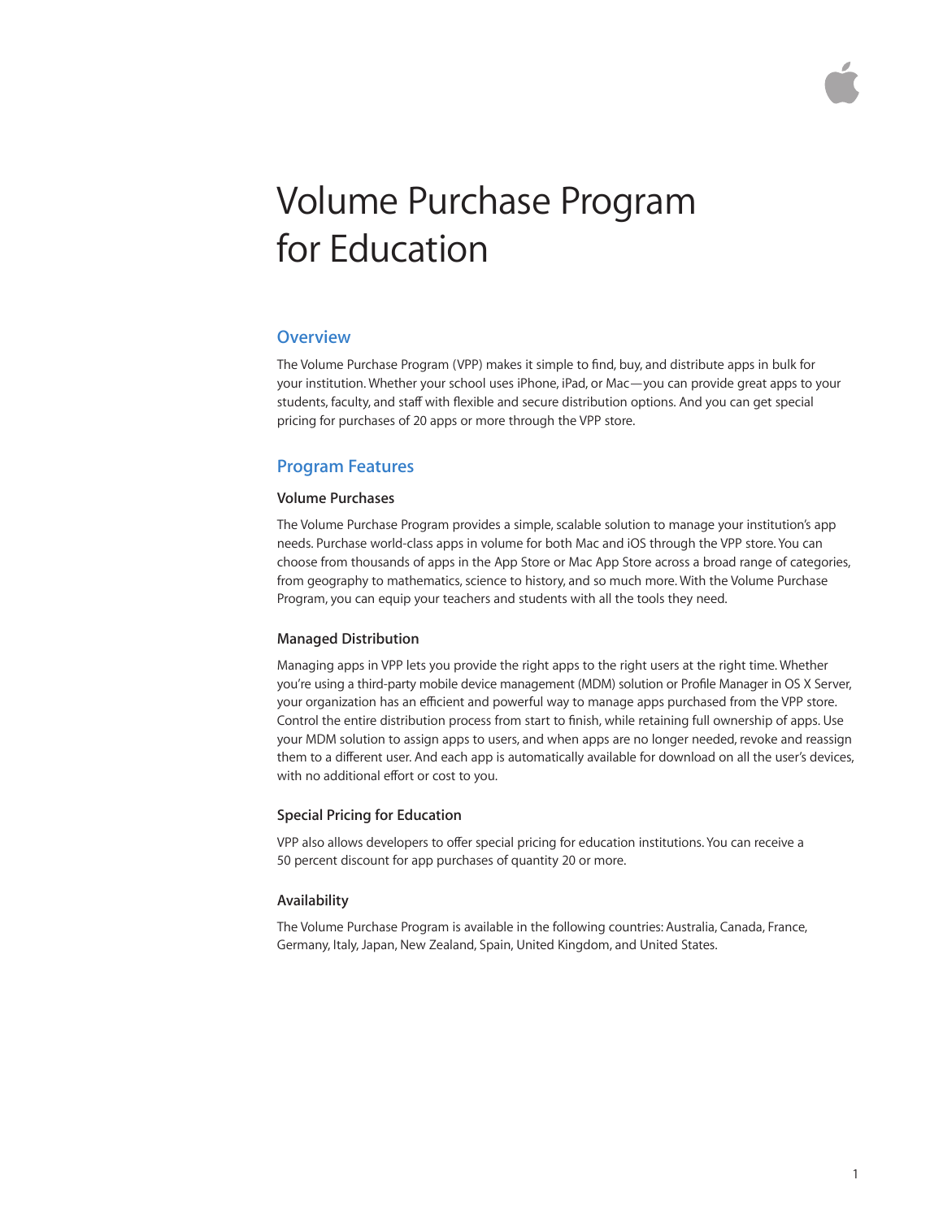# Volume Purchase Program for Education

## Overview

The Volume Purchase Program (VPP) makes it simple to find, buy, and distribute apps in bulk for your institution. Whether your school uses iPhone, iPad, or Mac—you can provide great apps to your students, faculty, and staff with flexible and secure distribution options. And you can get special pricing for purchases of 20 apps or more through the VPP store.

## Program Features

### Volume Purchases

The Volume Purchase Program provides a simple, scalable solution to manage your institution's app needs. Purchase world-class apps in volume for both Mac and iOS through the VPP store. You can choose from thousands of apps in the App Store or Mac App Store across a broad range of categories, from geography to mathematics, science to history, and so much more. With the Volume Purchase Program, you can equip your teachers and students with all the tools they need.

### Managed Distribution

Managing apps in VPP lets you provide the right apps to the right users at the right time. Whether you're using a third-party mobile device management (MDM) solution or Profile Manager in OS X Server, your organization has an efficient and powerful way to manage apps purchased from the VPP store. Control the entire distribution process from start to finish, while retaining full ownership of apps. Use your MDM solution to assign apps to users, and when apps are no longer needed, revoke and reassign them to a different user. And each app is automatically available for download on all the user's devices, with no additional effort or cost to you.

### Special Pricing for Education

VPP also allows developers to offer special pricing for education institutions. You can receive a 50 percent discount for app purchases of quantity 20 or more.

### Availability

The Volume Purchase Program is available in the following countries: Australia, Canada, France, Germany, Italy, Japan, New Zealand, Spain, United Kingdom, and United States.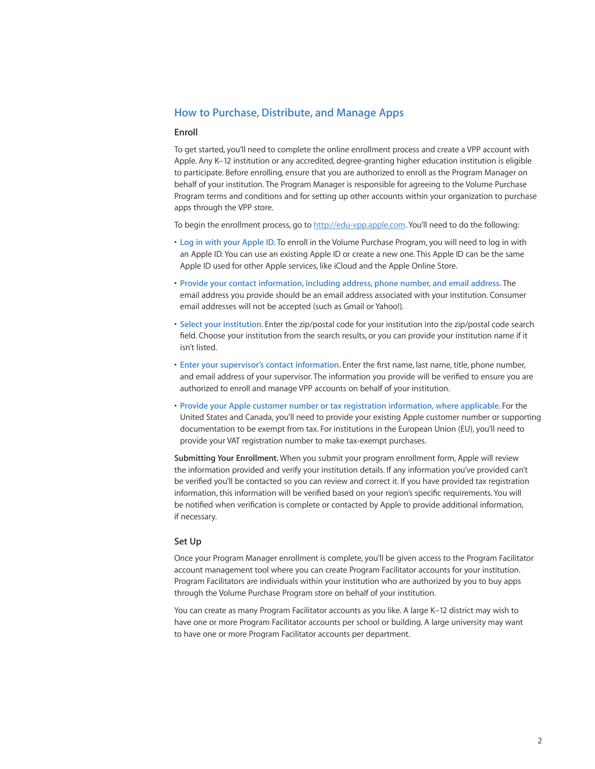## How to Purchase, Distribute, and Manage Apps

### Enroll

To get started, you'll need to complete the online enrollment process and create a VPP account with Apple. Any K–12 institution or any accredited, degree-granting higher education institution is eligible to participate. Before enrolling, ensure that you are authorized to enroll as the Program Manager on behalf of your institution. The Program Manager is responsible for agreeing to the Volume Purchase Program terms and conditions and for setting up other accounts within your organization to purchase apps through the VPP store.

To begin the enrollment process, go to http://edu-vpp.apple.com. You'll need to do the following:

- **Log in with your Apple ID.** To enroll in the Volume Purchase Program, you will need to log in with an Apple ID. You can use an existing Apple ID or create a new one. This Apple ID can be the same Apple ID used for other Apple services, like iCloud and the Apple Online Store.
- **Provide your contact information, including address, phone number, and email address.** The email address you provide should be an email address associated with your institution. Consumer email addresses will not be accepted (such as Gmail or Yahoo!).
- **Select your institution.** Enter the zip/postal code for your institution into the zip/postal code search field. Choose your institution from the search results, or you can provide your institution name if it isn't listed.
- **Enter your supervisor's contact information.** Enter the first name, last name, title, phone number, and email address of your supervisor. The information you provide will be verified to ensure you are authorized to enroll and manage VPP accounts on behalf of your institution.
- **Provide your Apple customer number or tax registration information, where applicable.** For the United States and Canada, you'll need to provide your existing Apple customer number or supporting documentation to be exempt from tax. For institutions in the European Union (EU), you'll need to provide your VAT registration number to make tax-exempt purchases.

**Submitting Your Enrollment.** When you submit your program enrollment form, Apple will review the information provided and verify your institution details. If any information you've provided can't be verified you'll be contacted so you can review and correct it. If you have provided tax registration information, this information will be verified based on your region's specific requirements. You will be notified when verification is complete or contacted by Apple to provide additional information, if necessary.

### Set Up

Once your Program Manager enrollment is complete, you'll be given access to the Program Facilitator account management tool where you can create Program Facilitator accounts for your institution. Program Facilitators are individuals within your institution who are authorized by you to buy apps through the Volume Purchase Program store on behalf of your institution.

You can create as many Program Facilitator accounts as you like. A large K–12 district may wish to have one or more Program Facilitator accounts per school or building. A large university may want to have one or more Program Facilitator accounts per department.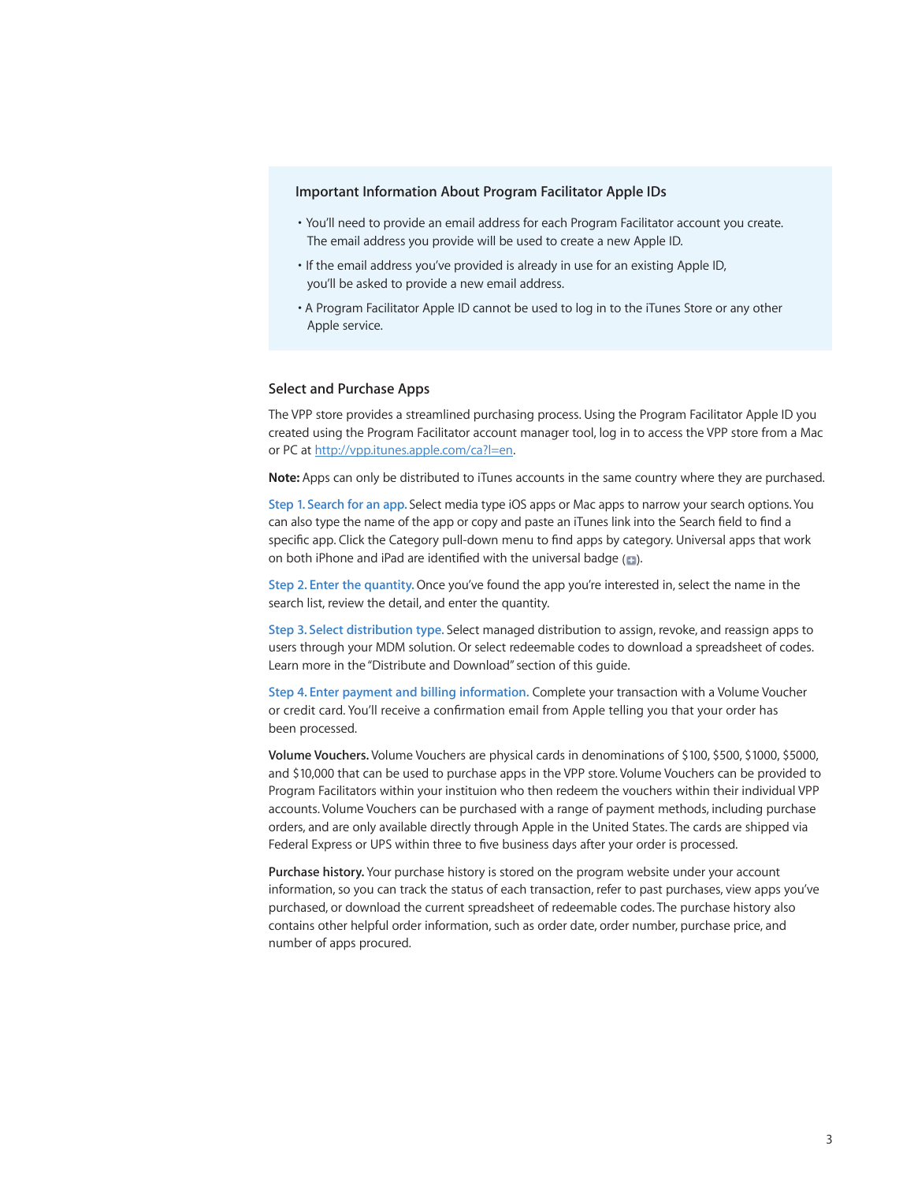### Important Information About Program Facilitator Apple IDs

- You'll need to provide an email address for each Program Facilitator account you create. The email address you provide will be used to create a new Apple ID.
- If the email address you've provided is already in use for an existing Apple ID, you'll be asked to provide a new email address.
- A Program Facilitator Apple ID cannot be used to log in to the iTunes Store or any other Apple service.

### Select and Purchase Apps

The VPP store provides a streamlined purchasing process. Using the Program Facilitator Apple ID you created using the Program Facilitator account manager tool, log in to access the VPP store from a Mac or PC at [http://vpp.itunes.apple.com/ca?l=en](http://vpp.itunes.apple.com/ca?l=en).

**Note:** Apps can only be distributed to iTunes accounts in the same country where they are purchased.

**Step 1. Search for an app.** Select media type iOS apps or Mac apps to narrow your search options. You can also type the name of the app or copy and paste an iTunes link into the Search field to find a specific app. Click the Category pull-down menu to find apps by category. Universal apps that work on both iPhone and iPad are identified with the universal badge (+).

**Step 2. Enter the quantity.** Once you've found the app you're interested in, select the name in the search list, review the detail, and enter the quantity.

**Step 3. Select distribution type.** Select managed distribution to assign, revoke, and reassign apps to users through your MDM solution. Or select redeemable codes to download a spreadsheet of codes. Learn more in the "Distribute and Download" section of this guide.

**Step 4. Enter payment and billing information.** Complete your transaction with a Volume Voucher or credit card. You'll receive a confirmation email from Apple telling you that your order has been processed.

**Volume Vouchers.** Volume Vouchers are physical cards in denominations of $100, $500, $1000, $5000, and $10,000 that can be used to purchase apps in the VPP store. Volume Vouchers can be provided to Program Facilitators within your instituion who then redeem the vouchers within their individual VPP accounts. Volume Vouchers can be purchased with a range of payment methods, including purchase orders, and are only available directly through Apple in the United States. The cards are shipped via Federal Express or UPS within three to five business days after your order is processed.

**Purchase history.** Your purchase history is stored on the program website under your account information, so you can track the status of each transaction, refer to past purchases, view apps you've purchased, or download the current spreadsheet of redeemable codes. The purchase history also contains other helpful order information, such as order date, order number, purchase price, and number of apps procured.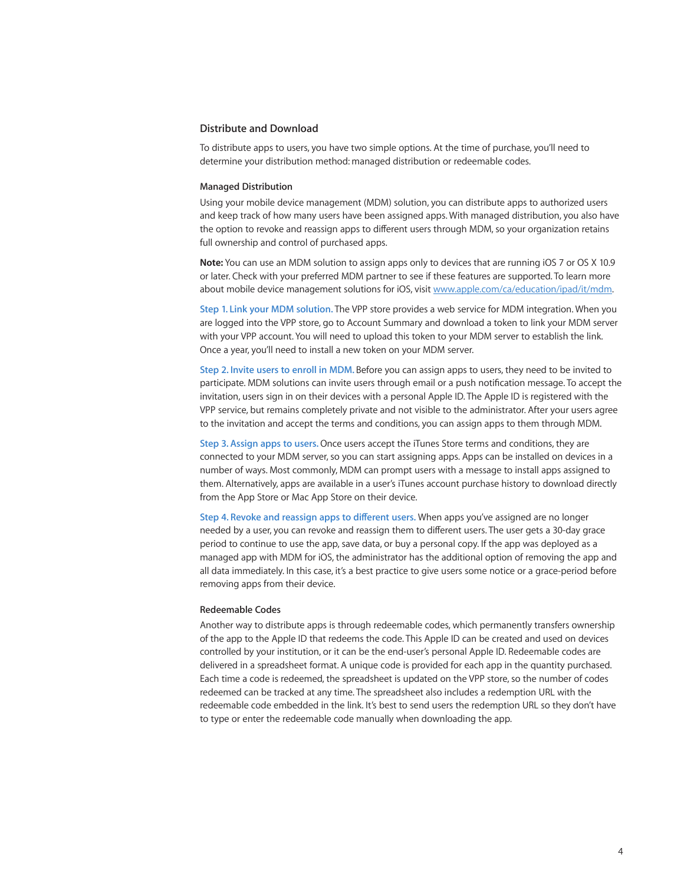## Distribute and Download

To distribute apps to users, you have two simple options. At the time of purchase, you'll need to determine your distribution method: managed distribution or redeemable codes.

### Managed Distribution

Using your mobile device management (MDM) solution, you can distribute apps to authorized users and keep track of how many users have been assigned apps. With managed distribution, you also have the option to revoke and reassign apps to different users through MDM, so your organization retains full ownership and control of purchased apps.

**Note:** You can use an MDM solution to assign apps only to devices that are running iOS 7 or OS X 10.9 or later. Check with your preferred MDM partner to see if these features are supported. To learn more about mobile device management solutions for iOS, visit [www.apple.com/ca/education/ipad/it/mdm](www.apple.com/ca/education/ipad/it/mdm).

**Step 1. Link your MDM solution.** The VPP store provides a web service for MDM integration. When you are logged into the VPP store, go to Account Summary and download a token to link your MDM server with your VPP account. You will need to upload this token to your MDM server to establish the link. Once a year, you'll need to install a new token on your MDM server.

**Step 2. Invite users to enroll in MDM.** Before you can assign apps to users, they need to be invited to participate. MDM solutions can invite users through email or a push notification message. To accept the invitation, users sign in on their devices with a personal Apple ID. The Apple ID is registered with the VPP service, but remains completely private and not visible to the administrator. After your users agree to the invitation and accept the terms and conditions, you can assign apps to them through MDM.

**Step 3. Assign apps to users.** Once users accept the iTunes Store terms and conditions, they are connected to your MDM server, so you can start assigning apps. Apps can be installed on devices in a number of ways. Most commonly, MDM can prompt users with a message to install apps assigned to them. Alternatively, apps are available in a user's iTunes account purchase history to download directly from the App Store or Mac App Store on their device.

**Step 4. Revoke and reassign apps to different users.** When apps you've assigned are no longer needed by a user, you can revoke and reassign them to different users. The user gets a 30-day grace period to continue to use the app, save data, or buy a personal copy. If the app was deployed as a managed app with MDM for iOS, the administrator has the additional option of removing the app and all data immediately. In this case, it's a best practice to give users some notice or a grace-period before removing apps from their device.

### Redeemable Codes

Another way to distribute apps is through redeemable codes, which permanently transfers ownership of the app to the Apple ID that redeems the code. This Apple ID can be created and used on devices controlled by your institution, or it can be the end-user's personal Apple ID. Redeemable codes are delivered in a spreadsheet format. A unique code is provided for each app in the quantity purchased. Each time a code is redeemed, the spreadsheet is updated on the VPP store, so the number of codes redeemed can be tracked at any time. The spreadsheet also includes a redemption URL with the redeemable code embedded in the link. It's best to send users the redemption URL so they don't have to type or enter the redeemable code manually when downloading the app.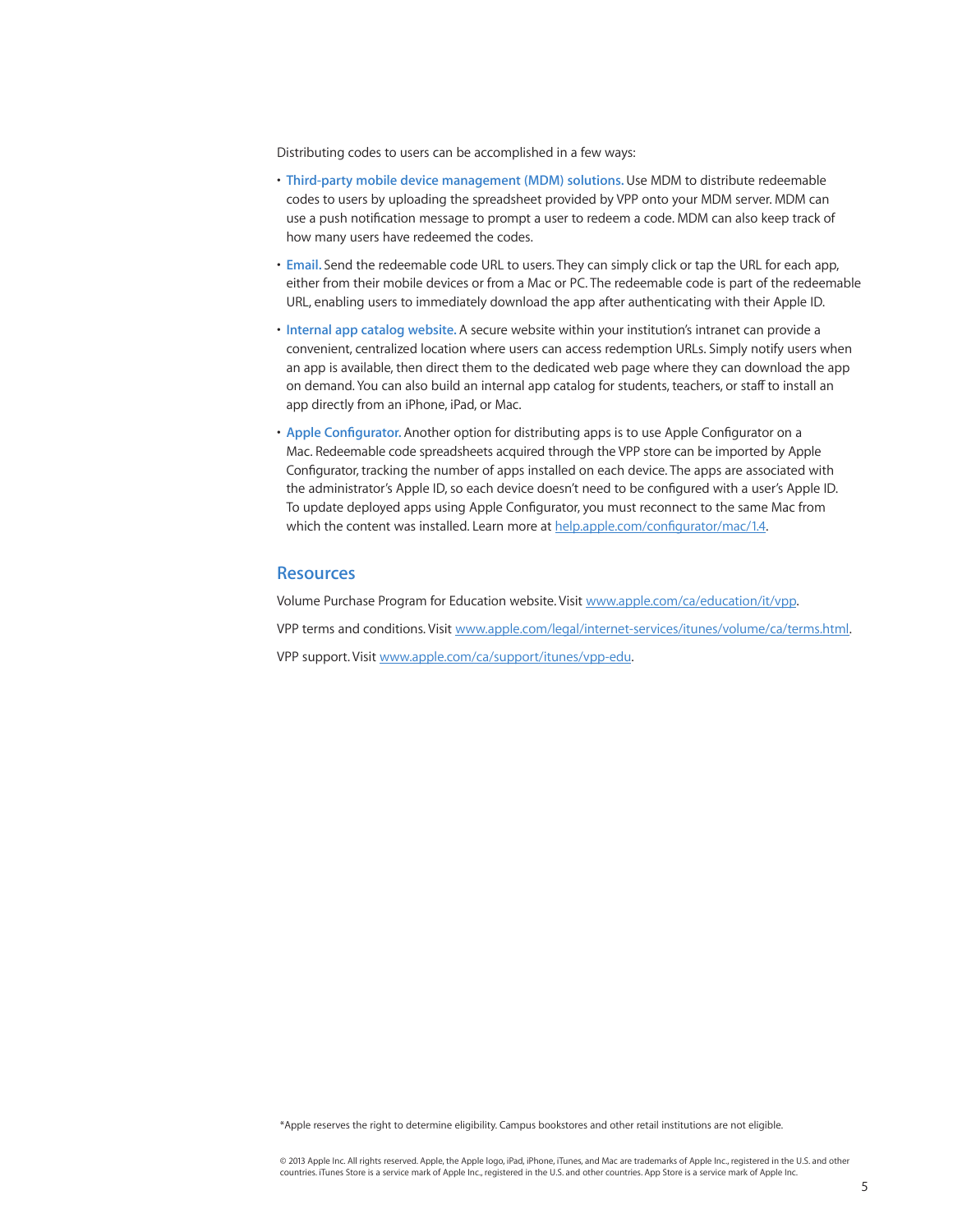Distributing codes to users can be accomplished in a few ways:

- **Third-party mobile device management (MDM) solutions.** Use MDM to distribute redeemable codes to users by uploading the spreadsheet provided by VPP onto your MDM server. MDM can use a push notification message to prompt a user to redeem a code. MDM can also keep track of how many users have redeemed the codes.
- **Email.** Send the redeemable code URL to users. They can simply click or tap the URL for each app, either from their mobile devices or from a Mac or PC. The redeemable code is part of the redeemable URL, enabling users to immediately download the app after authenticating with their Apple ID.
- **Internal app catalog website.** A secure website within your institution's intranet can provide a convenient, centralized location where users can access redemption URLs. Simply notify users when an app is available, then direct them to the dedicated web page where they can download the app on demand. You can also build an internal app catalog for students, teachers, or staff to install an app directly from an iPhone, iPad, or Mac.
- **Apple Configurator.** Another option for distributing apps is to use Apple Configurator on a Mac. Redeemable code spreadsheets acquired through the VPP store can be imported by Apple Configurator, tracking the number of apps installed on each device. The apps are associated with the administrator's Apple ID, so each device doesn't need to be configured with a user's Apple ID. To update deployed apps using Apple Configurator, you must reconnect to the same Mac from which the content was installed. Learn more at help.apple.com/configurator/mac/1.4.

## Resources

Volume Purchase Program for Education website. Visit www.apple.com/ca/education/it/vpp.

VPP terms and conditions. Visit www.apple.com/legal/internet-services/itunes/volume/ca/terms.html.

VPP support. Visit www.apple.com/ca/support/itunes/vpp-edu.

*Apple reserves the right to determine eligibility. Campus bookstores and other retail institutions are not eligible.

© 2013 Apple Inc. All rights reserved. Apple, the Apple logo, iPad, iPhone, iTunes, and Mac are trademarks of Apple Inc., registered in the U.S. and other countries. iTunes Store is a service mark of Apple Inc., registered in the U.S. and other countries. App Store is a service mark of Apple Inc.